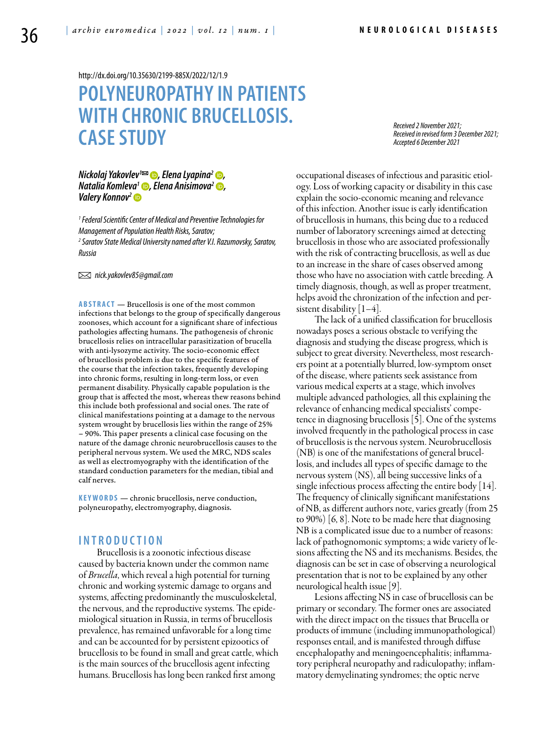http://dx.doi.org/10.35630/2199-885X/2022/12/1.9

# POLYNEUROPATHY IN PATIENTS WITH CHRONIC BRUCELLOSIS. CASE STUDY

*Received 2 November 2021; Received in revised form 3 December 2021; Accepted 6 December 2021*

***Nickolaj Yakovlev[1], Elena Lyapina[2], Natalia Komleva[1], Elena Anisimova[2], Valery Konnov[2]***

*[1] Federal Scientific Center of Medical and Preventive Technologies for Management of Population Health Risks, Saratov;*
*[2] Saratov State Medical University named after V.I. Razumovsky, Saratov, Russia*

*nick.yakovlev85@gmail.com*

**ABSTRACT** — Brucellosis is one of the most common infections that belongs to the group of specifically dangerous zoonoses, which account for a significant share of infectious pathologies affecting humans. The pathogenesis of chronic brucellosis relies on intracellular parasitization of brucella with anti-lysozyme activity. The socio-economic effect of brucellosis problem is due to the specific features of the course that the infection takes, frequently developing into chronic forms, resulting in long-term loss, or even permanent disability. Physically capable population is the group that is affected the most, whereas thew reasons behind this include both professional and social ones. The rate of clinical manifestations pointing at a damage to the nervous system wrought by brucellosis lies within the range of 25% – 90%. This paper presents a clinical case focusing on the nature of the damage chronic neurobrucellosis causes to the peripheral nervous system. We used the MRC, NDS scales as well as electromyography with the identification of the standard conduction parameters for the median, tibial and calf nerves.

**KEYWORDS** — chronic brucellosis, nerve conduction, polyneuropathy, electromyography, diagnosis.

## INTRODUCTION

Brucellosis is a zoonotic infectious disease caused by bacteria known under the common name of *Brucella*, which reveal a high potential for turning chronic and working systemic damage to organs and systems, affecting predominantly the musculoskeletal, the nervous, and the reproductive systems. The epidemiological situation in Russia, in terms of brucellosis prevalence, has remained unfavorable for a long time and can be accounted for by persistent epizootics of brucellosis to be found in small and great cattle, which is the main sources of the brucellosis agent infecting humans. Brucellosis has long been ranked first among occupational diseases of infectious and parasitic etiology. Loss of working capacity or disability in this case explain the socio-economic meaning and relevance of this infection. Another issue is early identification of brucellosis in humans, this being due to a reduced number of laboratory screenings aimed at detecting brucellosis in those who are associated professionally with the risk of contracting brucellosis, as well as due to an increase in the share of cases observed among those who have no association with cattle breeding. A timely diagnosis, though, as well as proper treatment, helps avoid the chronization of the infection and persistent disability [1–4].

The lack of a unified classification for brucellosis nowadays poses a serious obstacle to verifying the diagnosis and studying the disease progress, which is subject to great diversity. Nevertheless, most researchers point at a potentially blurred, low-symptom onset of the disease, where patients seek assistance from various medical experts at a stage, which involves multiple advanced pathologies, all this explaining the relevance of enhancing medical specialists' competence in diagnosing brucellosis [5]. One of the systems involved frequently in the pathological process in case of brucellosis is the nervous system. Neurobrucellosis (NB) is one of the manifestations of general brucellosis, and includes all types of specific damage to the nervous system (NS), all being successive links of a single infectious process affecting the entire body [14]. The frequency of clinically significant manifestations of NB, as different authors note, varies greatly (from 25 to 90%) [6, 8]. Note to be made here that diagnosing NB is a complicated issue due to a number of reasons: lack of pathognomonic symptoms; a wide variety of lesions affecting the NS and its mechanisms. Besides, the diagnosis can be set in case of observing a neurological presentation that is not to be explained by any other neurological health issue [9].

Lesions affecting NS in case of brucellosis can be primary or secondary. The former ones are associated with the direct impact on the tissues that Brucella or products of immune (including immunopathological) responses entail, and is manifested through diffuse encephalopathy and meningoencephalitis; inflammatory peripheral neuropathy and radiculopathy; inflammatory demyelinating syndromes; the optic nerve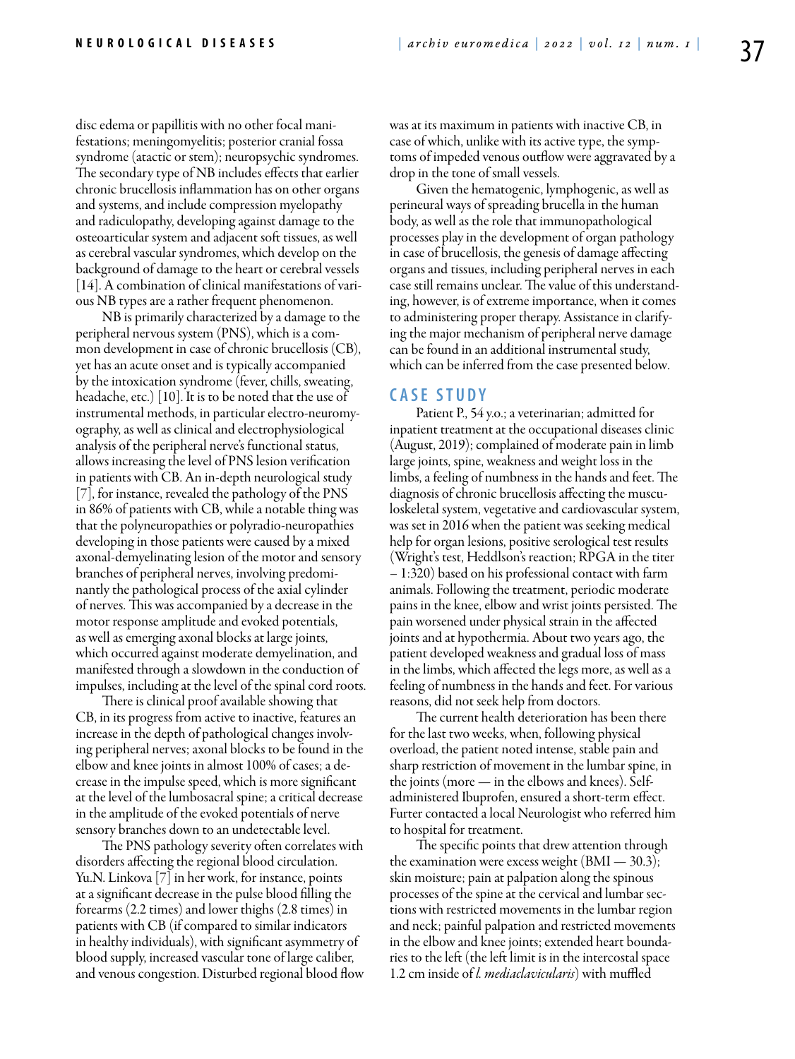disc edema or papillitis with no other focal manifestations; meningomyelitis; posterior cranial fossa syndrome (atactic or stem); neuropsychic syndromes. The secondary type of NB includes effects that earlier chronic brucellosis inflammation has on other organs and systems, and include compression myelopathy and radiculopathy, developing against damage to the osteoarticular system and adjacent soft tissues, as well as cerebral vascular syndromes, which develop on the background of damage to the heart or cerebral vessels [14]. A combination of clinical manifestations of various NB types are a rather frequent phenomenon.

NB is primarily characterized by a damage to the peripheral nervous system (PNS), which is a common development in case of chronic brucellosis (CB), yet has an acute onset and is typically accompanied by the intoxication syndrome (fever, chills, sweating, headache, etc.) [10]. It is to be noted that the use of instrumental methods, in particular electro-neuromyography, as well as clinical and electrophysiological analysis of the peripheral nerve's functional status, allows increasing the level of PNS lesion verification in patients with CB. An in-depth neurological study [7], for instance, revealed the pathology of the PNS in 86% of patients with CB, while a notable thing was that the polyneuropathies or polyradio-neuropathies developing in those patients were caused by a mixed axonal-demyelinating lesion of the motor and sensory branches of peripheral nerves, involving predominantly the pathological process of the axial cylinder of nerves. This was accompanied by a decrease in the motor response amplitude and evoked potentials, as well as emerging axonal blocks at large joints, which occurred against moderate demyelination, and manifested through a slowdown in the conduction of impulses, including at the level of the spinal cord roots.

There is clinical proof available showing that CB, in its progress from active to inactive, features an increase in the depth of pathological changes involving peripheral nerves; axonal blocks to be found in the elbow and knee joints in almost 100% of cases; a decrease in the impulse speed, which is more significant at the level of the lumbosacral spine; a critical decrease in the amplitude of the evoked potentials of nerve sensory branches down to an undetectable level.

The PNS pathology severity often correlates with disorders affecting the regional blood circulation. Yu.N. Linkova [7] in her work, for instance, points at a significant decrease in the pulse blood filling the forearms (2.2 times) and lower thighs (2.8 times) in patients with CB (if compared to similar indicators in healthy individuals), with significant asymmetry of blood supply, increased vascular tone of large caliber, and venous congestion. Disturbed regional blood flow was at its maximum in patients with inactive CB, in case of which, unlike with its active type, the symptoms of impeded venous outflow were aggravated by a drop in the tone of small vessels.

Given the hematogenic, lymphogenic, as well as perineural ways of spreading brucella in the human body, as well as the role that immunopathological processes play in the development of organ pathology in case of brucellosis, the genesis of damage affecting organs and tissues, including peripheral nerves in each case still remains unclear. The value of this understanding, however, is of extreme importance, when it comes to administering proper therapy. Assistance in clarifying the major mechanism of peripheral nerve damage can be found in an additional instrumental study, which can be inferred from the case presented below.

## CASE STUDY

Patient P., 54 y.o.; a veterinarian; admitted for inpatient treatment at the occupational diseases clinic (August, 2019); complained of moderate pain in limb large joints, spine, weakness and weight loss in the limbs, a feeling of numbness in the hands and feet. The diagnosis of chronic brucellosis affecting the musculoskeletal system, vegetative and cardiovascular system, was set in 2016 when the patient was seeking medical help for organ lesions, positive serological test results (Wright's test, Heddlson's reaction; RPGA in the titer – 1:320) based on his professional contact with farm animals. Following the treatment, periodic moderate pains in the knee, elbow and wrist joints persisted. The pain worsened under physical strain in the affected joints and at hypothermia. About two years ago, the patient developed weakness and gradual loss of mass in the limbs, which affected the legs more, as well as a feeling of numbness in the hands and feet. For various reasons, did not seek help from doctors.

The current health deterioration has been there for the last two weeks, when, following physical overload, the patient noted intense, stable pain and sharp restriction of movement in the lumbar spine, in the joints (more — in the elbows and knees). Self-administered Ibuprofen, ensured a short-term effect. Furter contacted a local Neurologist who referred him to hospital for treatment.

The specific points that drew attention through the examination were excess weight (BMI — 30.3); skin moisture; pain at palpation along the spinous processes of the spine at the cervical and lumbar sections with restricted movements in the lumbar region and neck; painful palpation and restricted movements in the elbow and knee joints; extended heart boundaries to the left (the left limit is in the intercostal space 1.2 cm inside of *l. mediaclavicularis*) with muffled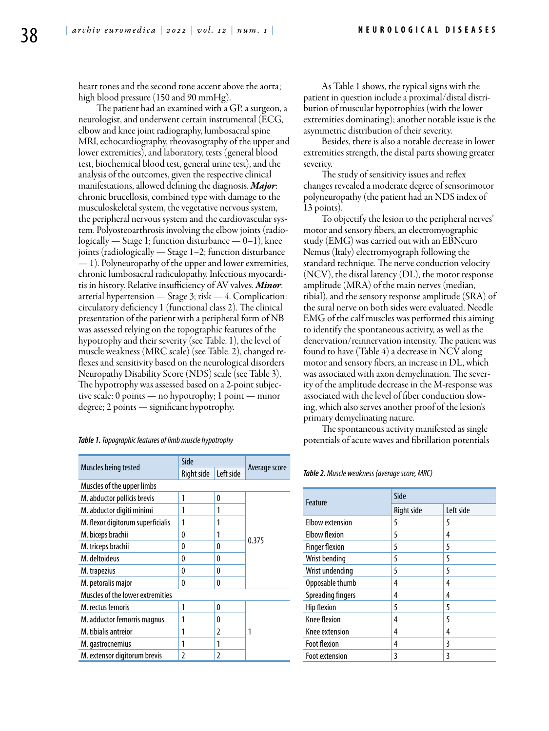heart tones and the second tone accent above the aorta; high blood pressure (150 and 90 mmHg).

The patient had an examined with a GP, a surgeon, a neurologist, and underwent certain instrumental (ECG, elbow and knee joint radiography, lumbosacral spine MRI, echocardiography, rheovasography of the upper and lower extremities), and laboratory, tests (general blood test, biochemical blood test, general urine test), and the analysis of the outcomes, given the respective clinical manifestations, allowed defining the diagnosis. ***Major***: chronic brucellosis, combined type with damage to the musculoskeletal system, the vegetative nervous system, the peripheral nervous system and the cardiovascular system. Polyosteoarthrosis involving the elbow joints (radiologically — Stage 1; function disturbance — 0–1), knee joints (radiologically — Stage 1–2; function disturbance — 1). Polyneuropathy of the upper and lower extremities, chronic lumbosacral radiculopathy. Infectious myocarditis in history. Relative insufficiency of AV valves. ***Minor***: arterial hypertension — Stage 3; risk — 4. Complication: circulatory deficiency 1 (functional class 2). The clinical presentation of the patient with a peripheral form of NB was assessed relying on the topographic features of the hypotrophy and their severity (see Table. 1), the level of muscle weakness (MRC scale) (see Table. 2), changed reflexes and sensitivity based on the neurological disorders Neuropathy Disability Score (NDS) scale (see Table 3). The hypotrophy was assessed based on a 2-point subjective scale: 0 points — no hypotrophy; 1 point — minor degree; 2 points — significant hypotrophy.

***Table 1.*** *Topographic features of limb muscle hypotrophy*

| Muscles being tested | Side | | Average score |
|---|---|---|---|
| | Right side | Left side | |
| Muscles of the upper limbs | | | |
| M. abductor pollicis brevis | 1 | 0 | 0.375 |
| M. abductor digiti minimi | 1 | 1 | |
| M. flexor digitorum superficialis | 1 | 1 | |
| M. biceps brachii | 0 | 1 | |
| M. triceps brachii | 0 | 0 | |
| M. deltoideus | 0 | 0 | |
| M. trapezius | 0 | 0 | |
| M. petoralis major | 0 | 0 | |
| Muscles of the lower extremities | | | |
| M. rectus femoris | 1 | 0 | 1 |
| M. adductor femorris magnus | 1 | 0 | |
| M. tibialis antreior | 1 | 2 | |
| M. gastrocnemius | 1 | 1 | |
| M. extensor digitorum brevis | 2 | 2 | |

As Table 1 shows, the typical signs with the patient in question include a proximal/distal distribution of muscular hypotrophies (with the lower extremities dominating); another notable issue is the asymmetric distribution of their severity.

Besides, there is also a notable decrease in lower extremities strength, the distal parts showing greater severity.

The study of sensitivity issues and reflex changes revealed a moderate degree of sensorimotor polyneuropathy (the patient had an NDS index of 13 points).

To objectify the lesion to the peripheral nerves' motor and sensory fibers, an electromyographic study (EMG) was carried out with an EBNeuro Nemus (Italy) electromyograph following the standard technique. The nerve conduction velocity (NCV), the distal latency (DL), the motor response amplitude (MRA) of the main nerves (median, tibial), and the sensory response amplitude (SRA) of the sural nerve on both sides were evaluated. Needle EMG of the calf muscles was performed this aiming to identify the spontaneous activity, as well as the denervation/reinnervation intensity. The patient was found to have (Table 4) a decrease in NCV along motor and sensory fibers, an increase in DL, which was associated with axon demyelination. The severity of the amplitude decrease in the M-response was associated with the level of fiber conduction slowing, which also serves another proof of the lesion's primary demyelinating nature.

The spontaneous activity manifested as single potentials of acute waves and fibrillation potentials

***Table 2.*** *Muscle weakness (average score, MRC)*

| Feature | Side | |
|---|---|---|
| | Right side | Left side |
| Elbow extension | 5 | 5 |
| Elbow flexion | 5 | 4 |
| Finger flexion | 5 | 5 |
| Wrist bending | 5 | 5 |
| Wrist undending | 5 | 5 |
| Opposable thumb | 4 | 4 |
| Spreading fingers | 4 | 4 |
| Hip flexion | 5 | 5 |
| Knee flexion | 4 | 5 |
| Knee extension | 4 | 4 |
| Foot flexion | 4 | 3 |
| Foot extension | 3 | 3 |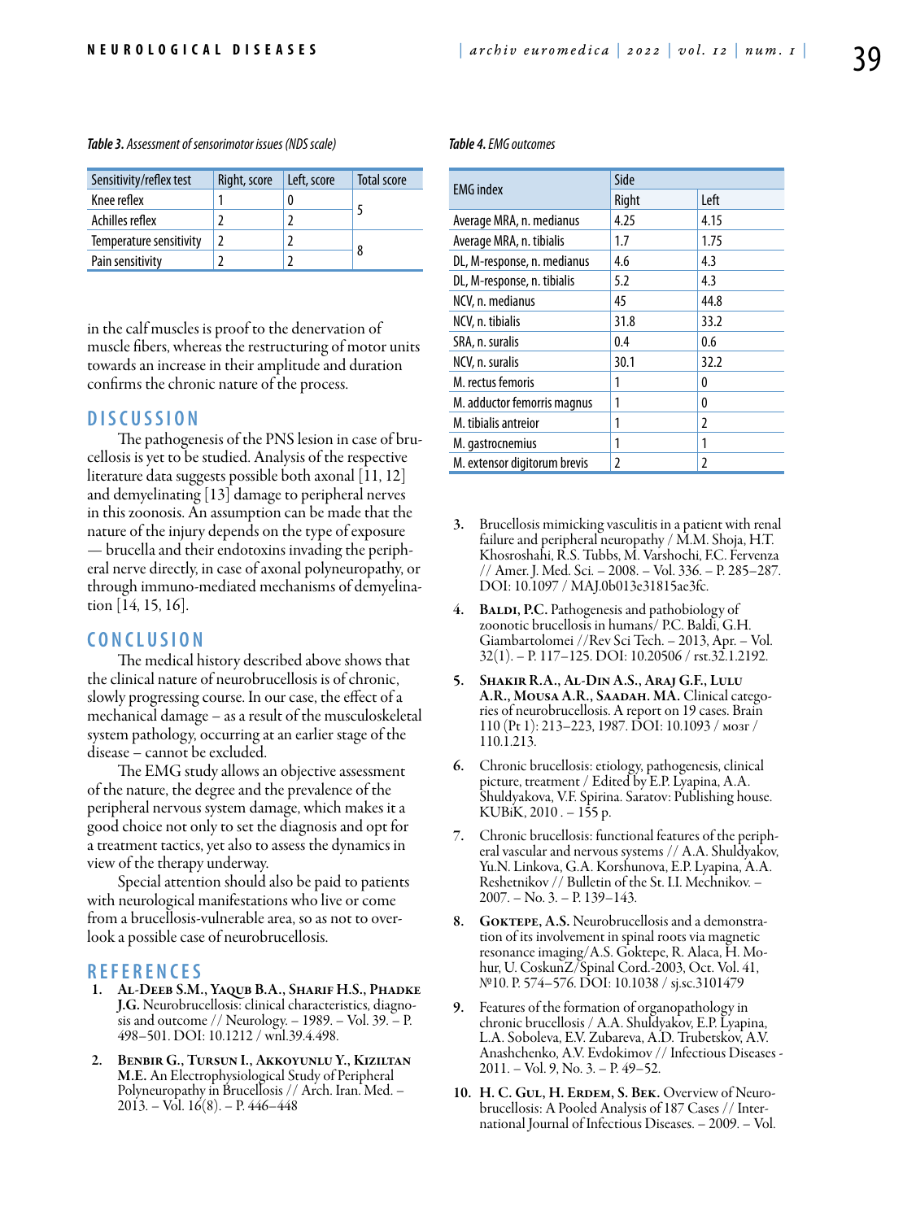*Table 3. Assessment of sensorimotor issues (NDS scale)*

| Sensitivity/reflex test | Right, score | Left, score | Total score |
|---|---|---|---|
| Knee reflex | 1 | 0 | 5 |
| Achilles reflex | 2 | 2 | |
| Temperature sensitivity | 2 | 2 | 8 |
| Pain sensitivity | 2 | 2 | |

*Table 4. EMG outcomes*

| EMG index | Side | |
|---|---|---|
| | Right | Left |
| Average MRA, n. medianus | 4.25 | 4.15 |
| Average MRA, n. tibialis | 1.7 | 1.75 |
| DL, M-response, n. medianus | 4.6 | 4.3 |
| DL, M-response, n. tibialis | 5.2 | 4.3 |
| NCV, n. medianus | 45 | 44.8 |
| NCV, n. tibialis | 31.8 | 33.2 |
| SRA, n. suralis | 0.4 | 0.6 |
| NCV, n. suralis | 30.1 | 32.2 |
| M. rectus femoris | 1 | 0 |
| M. adductor femorris magnus | 1 | 0 |
| M. tibialis antreior | 1 | 2 |
| M. gastrocnemius | 1 | 1 |
| M. extensor digitorum brevis | 2 | 2 |

in the calf muscles is proof to the denervation of muscle fibers, whereas the restructuring of motor units towards an increase in their amplitude and duration confirms the chronic nature of the process.

## DISCUSSION

The pathogenesis of the PNS lesion in case of brucellosis is yet to be studied. Analysis of the respective literature data suggests possible both axonal [11, 12] and demyelinating [13] damage to peripheral nerves in this zoonosis. An assumption can be made that the nature of the injury depends on the type of exposure — brucella and their endotoxins invading the peripheral nerve directly, in case of axonal polyneuropathy, or through immuno-mediated mechanisms of demyelination [14, 15, 16].

## CONCLUSION

The medical history described above shows that the clinical nature of neurobrucellosis is of chronic, slowly progressing course. In our case, the effect of a mechanical damage – as a result of the musculoskeletal system pathology, occurring at an earlier stage of the disease – cannot be excluded.

The EMG study allows an objective assessment of the nature, the degree and the prevalence of the peripheral nervous system damage, which makes it a good choice not only to set the diagnosis and opt for a treatment tactics, yet also to assess the dynamics in view of the therapy underway.

Special attention should also be paid to patients with neurological manifestations who live or come from a brucellosis-vulnerable area, so as not to overlook a possible case of neurobrucellosis.

## REFERENCES

1. **Al-Deeb S.M., Yaqub B.A., Sharif H.S., Phadke J.G.** Neurobrucellosis: clinical characteristics, diagnosis and outcome // Neurology. – 1989. – Vol. 39. – P. 498–501. DOI: 10.1212 / wnl.39.4.498.
2. **Benbir G., Tursun I., Akkoyunlu Y., Kiziltan M.E.** An Electrophysiological Study of Peripheral Polyneuropathy in Brucellosis // Arch. Iran. Med. – 2013. – Vol. 16(8). – P. 446–448
3. Brucellosis mimicking vasculitis in a patient with renal failure and peripheral neuropathy / M.M. Shoja, H.T. Khosroshahi, R.S. Tubbs, M. Varshochi, F.C. Fervenza // Amer. J. Med. Sci. – 2008. – Vol. 336. – P. 285–287. DOI: 10.1097 / MAJ.0b013e31815ae3fc.
4. **Baldi, P.C.** Pathogenesis and pathobiology of zoonotic brucellosis in humans/ P.C. Baldi, G.H. Giambartolomei //Rev Sci Tech. – 2013, Apr. – Vol. 32(1). – P. 117–125. DOI: 10.20506 / rst.32.1.2192.
5. **Shakir R.A., Al-Din A.S., Araj G.F., Lulu A.R., Mousa A.R., Saadah. MA.** Clinical categories of neurobrucellosis. A report on 19 cases. Brain 110 (Pt 1): 213–223, 1987. DOI: 10.1093 / мозг / 110.1.213.
6. Chronic brucellosis: etiology, pathogenesis, clinical picture, treatment / Edited by E.P. Lyapina, A.A. Shuldyakova, V.F. Spirina. Saratov: Publishing house. KUBiK, 2010 . – 155 p.
7. Chronic brucellosis: functional features of the peripheral vascular and nervous systems // A.A. Shuldyakov, Yu.N. Linkova, G.A. Korshunova, E.P. Lyapina, A.A. Reshetnikov // Bulletin of the St. I.I. Mechnikov. – 2007. – No. 3. – P. 139–143.
8. **Goktepe, A.S.** Neurobrucellosis and a demonstration of its involvement in spinal roots via magnetic resonance imaging/A.S. Goktepe, R. Alaca, H. Mohur, U. CoskunZ/Spinal Cord.-2003, Oct. Vol. 41, №10. P. 574–576. DOI: 10.1038 / sj.sc.3101479
9. Features of the formation of organopathology in chronic brucellosis / A.A. Shuldyakov, E.P. Lyapina, L.A. Soboleva, E.V. Zubareva, A.D. Trubetskov, A.V. Anashchenko, A.V. Evdokimov // Infectious Diseases - 2011. – Vol. 9, No. 3. – P. 49–52.
10. **H. C. Gul, H. Erdem, S. Bek.** Overview of Neurobrucellosis: A Pooled Analysis of 187 Cases // International Journal of Infectious Diseases. – 2009. – Vol.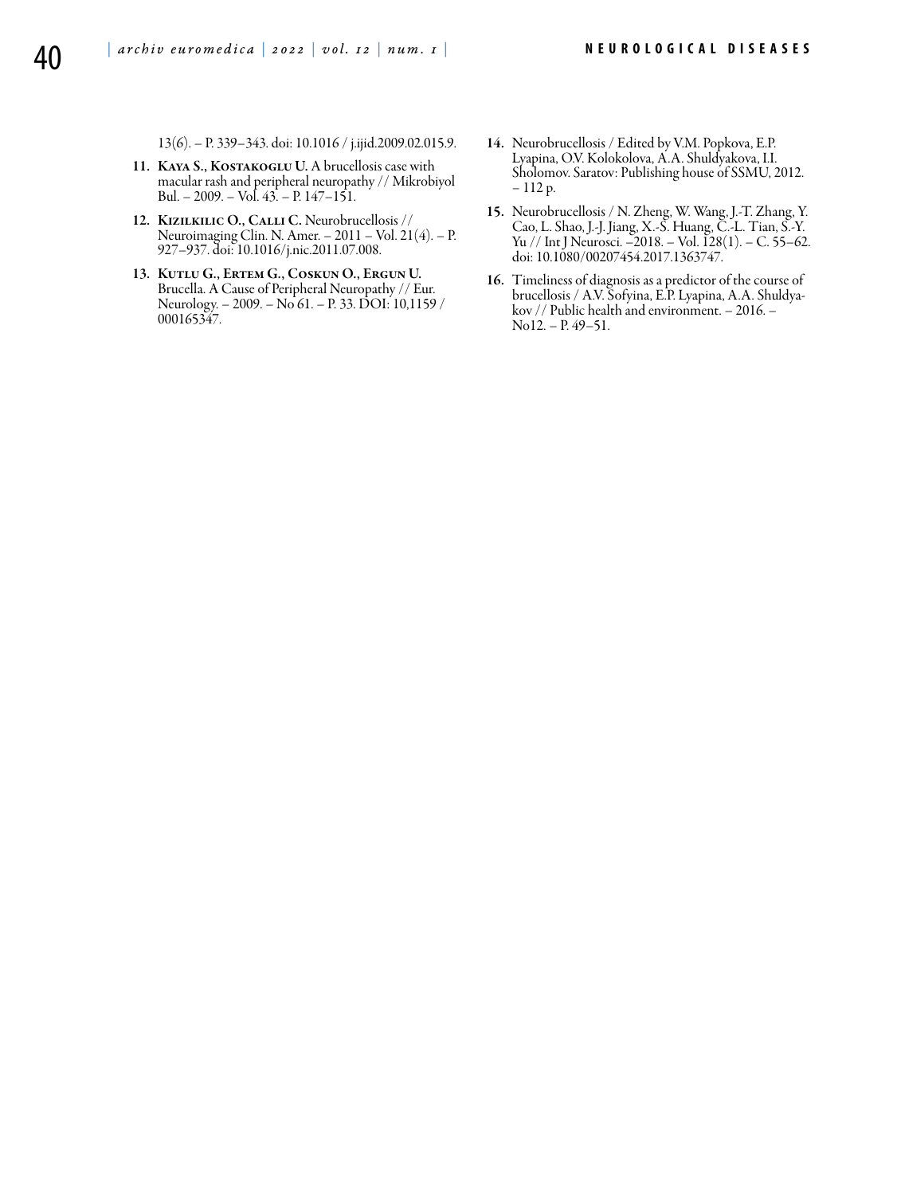13(6). – P. 339–343. doi: 10.1016 / j.ijid.2009.02.015.9.

11. **Kaya S., Kostakoglu U.** A brucellosis case with macular rash and peripheral neuropathy // Mikrobiyol Bul. – 2009. – Vol. 43. – P. 147–151.
12. **Kizilkilic O., Calli C.** Neurobrucellosis // Neuroimaging Clin. N. Amer. – 2011 – Vol. 21(4). – P. 927–937. doi: 10.1016/j.nic.2011.07.008.
13. **Kutlu G., Ertem G., Coskun O., Ergun U.** Brucella. A Cause of Peripheral Neuropathy // Eur. Neurology. – 2009. – No 61. – P. 33. DOI: 10,1159 / 000165347.
14. Neurobrucellosis / Edited by V.M. Popkova, E.P. Lyapina, O.V. Kolokolova, A.A. Shuldyakova, I.I. Sholomov. Saratov: Publishing house of SSMU, 2012. – 112 p.
15. Neurobrucellosis / N. Zheng, W. Wang, J.-T. Zhang, Y. Cao, L. Shao, J.-J. Jiang, X.-S. Huang, C.-L. Tian, S.-Y. Yu // Int J Neurosci. –2018. – Vol. 128(1). – C. 55–62. doi: 10.1080/00207454.2017.1363747.
16. Timeliness of diagnosis as a predictor of the course of brucellosis / A.V. Sofyina, E.P. Lyapina, A.A. Shuldyakov // Public health and environment. – 2016. – No12. – P. 49–51.